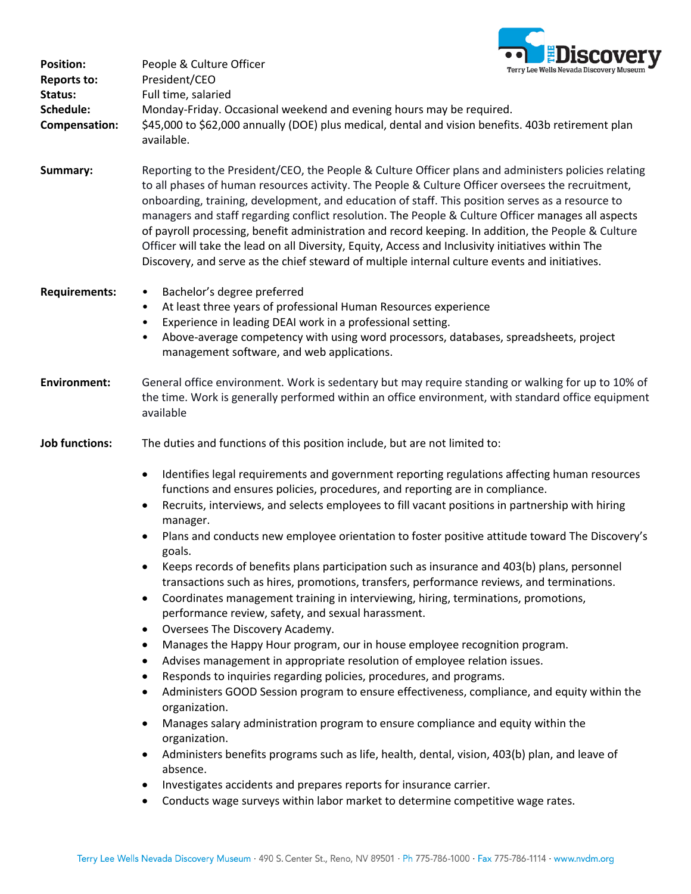**Position:** People & Culture Officer

**Reports to:** President/CEO

**Status:** Full time, salaried

**Schedule:** Monday-Friday. Occasional weekend and evening hours may be required.

**Compensation:** $45,000 to $62,000 annually (DOE) plus medical, dental and vision benefits. 403b retirement plan available.

**Summary:** Reporting to the President/CEO, the People & Culture Officer plans and administers policies relating to all phases of human resources activity. The People & Culture Officer oversees the recruitment, onboarding, training, development, and education of staff. This position serves as a resource to managers and staff regarding conflict resolution. The People & Culture Officer manages all aspects of payroll processing, benefit administration and record keeping. In addition, the People & Culture Officer will take the lead on all Diversity, Equity, Access and Inclusivity initiatives within The Discovery, and serve as the chief steward of multiple internal culture events and initiatives.

**Requirements:**

- Bachelor's degree preferred
- At least three years of professional Human Resources experience
- Experience in leading DEAI work in a professional setting.
- Above-average competency with using word processors, databases, spreadsheets, project management software, and web applications.

**Environment:** General office environment. Work is sedentary but may require standing or walking for up to 10% of the time. Work is generally performed within an office environment, with standard office equipment available

**Job functions:** The duties and functions of this position include, but are not limited to:

- Identifies legal requirements and government reporting regulations affecting human resources functions and ensures policies, procedures, and reporting are in compliance.
- Recruits, interviews, and selects employees to fill vacant positions in partnership with hiring manager.
- Plans and conducts new employee orientation to foster positive attitude toward The Discovery's goals.
- Keeps records of benefits plans participation such as insurance and 403(b) plans, personnel transactions such as hires, promotions, transfers, performance reviews, and terminations.
- Coordinates management training in interviewing, hiring, terminations, promotions, performance review, safety, and sexual harassment.
- Oversees The Discovery Academy.
- Manages the Happy Hour program, our in house employee recognition program.
- Advises management in appropriate resolution of employee relation issues.
- Responds to inquiries regarding policies, procedures, and programs.
- Administers GOOD Session program to ensure effectiveness, compliance, and equity within the organization.
- Manages salary administration program to ensure compliance and equity within the organization.
- Administers benefits programs such as life, health, dental, vision, 403(b) plan, and leave of absence.
- Investigates accidents and prepares reports for insurance carrier.
- Conducts wage surveys within labor market to determine competitive wage rates.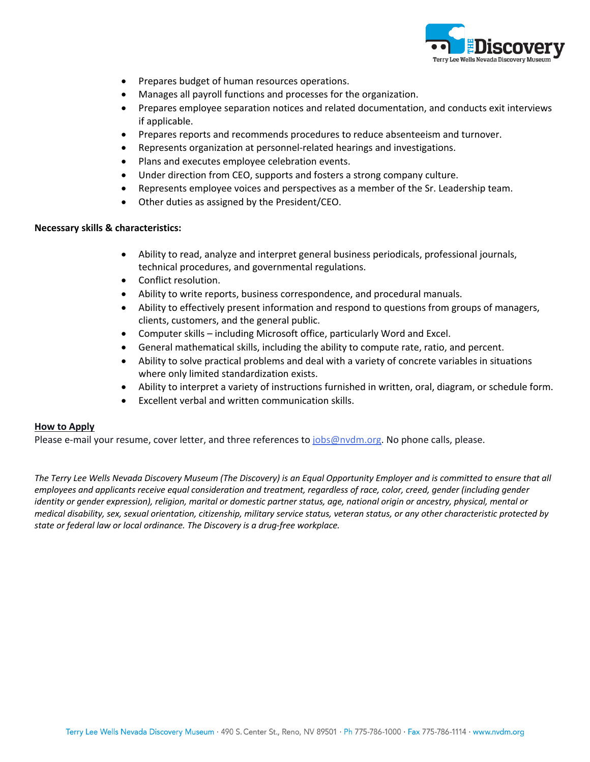- Prepares budget of human resources operations.
- Manages all payroll functions and processes for the organization.
- Prepares employee separation notices and related documentation, and conducts exit interviews if applicable.
- Prepares reports and recommends procedures to reduce absenteeism and turnover.
- Represents organization at personnel-related hearings and investigations.
- Plans and executes employee celebration events.
- Under direction from CEO, supports and fosters a strong company culture.
- Represents employee voices and perspectives as a member of the Sr. Leadership team.
- Other duties as assigned by the President/CEO.

**Necessary skills & characteristics:**

- Ability to read, analyze and interpret general business periodicals, professional journals, technical procedures, and governmental regulations.
- Conflict resolution.
- Ability to write reports, business correspondence, and procedural manuals.
- Ability to effectively present information and respond to questions from groups of managers, clients, customers, and the general public.
- Computer skills – including Microsoft office, particularly Word and Excel.
- General mathematical skills, including the ability to compute rate, ratio, and percent.
- Ability to solve practical problems and deal with a variety of concrete variables in situations where only limited standardization exists.
- Ability to interpret a variety of instructions furnished in written, oral, diagram, or schedule form.
- Excellent verbal and written communication skills.

**How to Apply**

Please e-mail your resume, cover letter, and three references to jobs@nvdm.org. No phone calls, please.

*The Terry Lee Wells Nevada Discovery Museum (The Discovery) is an Equal Opportunity Employer and is committed to ensure that all employees and applicants receive equal consideration and treatment, regardless of race, color, creed, gender (including gender identity or gender expression), religion, marital or domestic partner status, age, national origin or ancestry, physical, mental or medical disability, sex, sexual orientation, citizenship, military service status, veteran status, or any other characteristic protected by state or federal law or local ordinance. The Discovery is a drug-free workplace.*